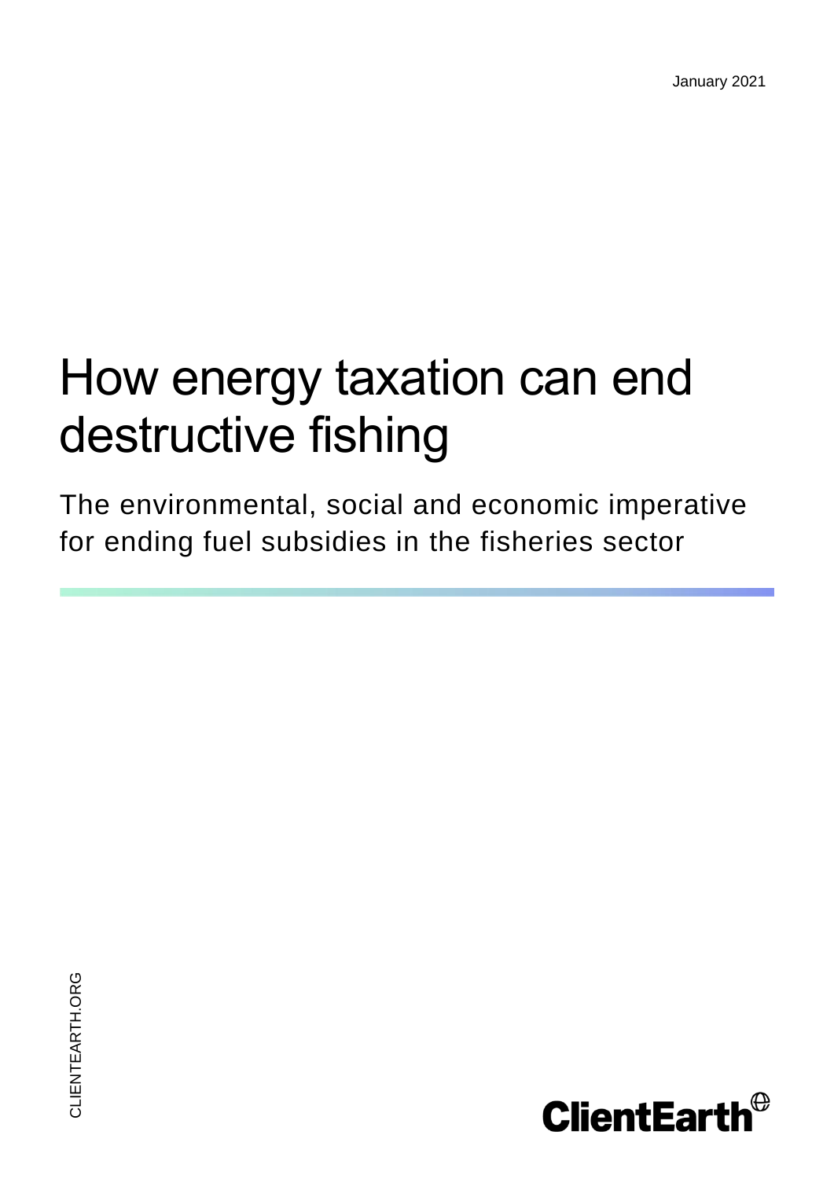January 2021

# How energy taxation can end destructive fishing

## The environmental, social and economic imperative for ending fuel subsidies in the fisheries sector

CLIENTEARTH.ORG

ClientEarth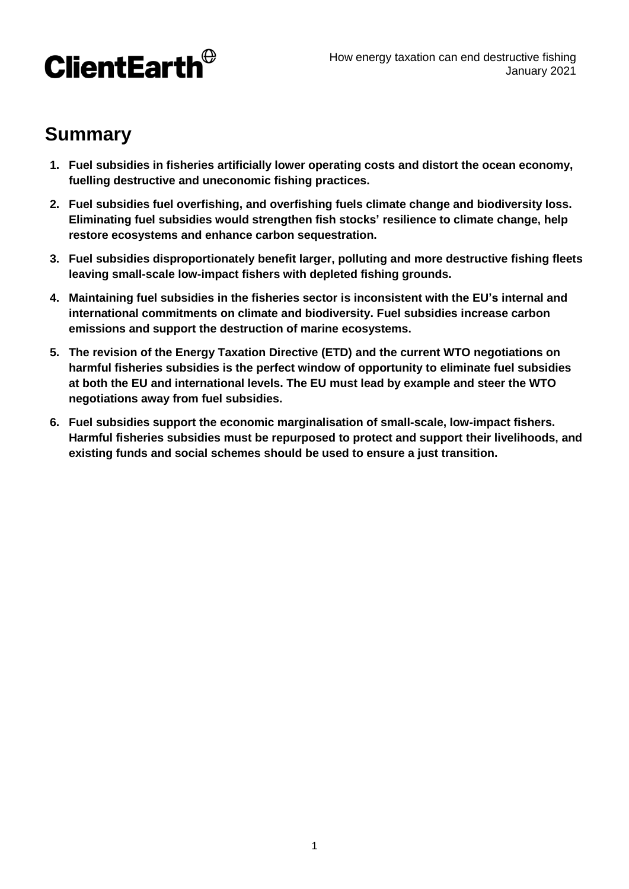## Summary

1. **Fuel subsidies in fisheries artificially lower operating costs and distort the ocean economy, fuelling destructive and uneconomic fishing practices.**
2. **Fuel subsidies fuel overfishing, and overfishing fuels climate change and biodiversity loss. Eliminating fuel subsidies would strengthen fish stocks' resilience to climate change, help restore ecosystems and enhance carbon sequestration.**
3. **Fuel subsidies disproportionately benefit larger, polluting and more destructive fishing fleets leaving small-scale low-impact fishers with depleted fishing grounds.**
4. **Maintaining fuel subsidies in the fisheries sector is inconsistent with the EU's internal and international commitments on climate and biodiversity. Fuel subsidies increase carbon emissions and support the destruction of marine ecosystems.**
5. **The revision of the Energy Taxation Directive (ETD) and the current WTO negotiations on harmful fisheries subsidies is the perfect window of opportunity to eliminate fuel subsidies at both the EU and international levels. The EU must lead by example and steer the WTO negotiations away from fuel subsidies.**
6. **Fuel subsidies support the economic marginalisation of small-scale, low-impact fishers. Harmful fisheries subsidies must be repurposed to protect and support their livelihoods, and existing funds and social schemes should be used to ensure a just transition.**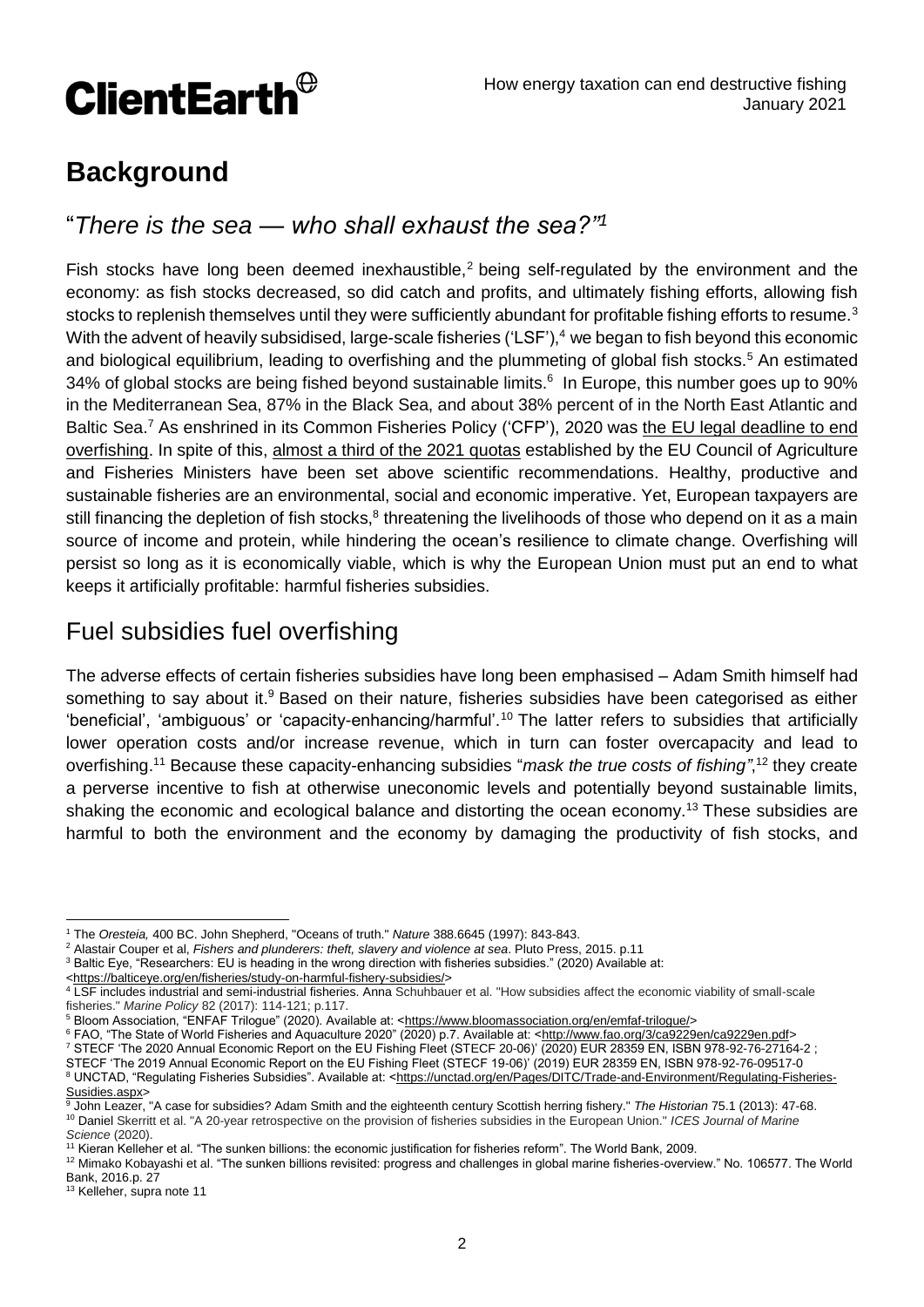# Background

## "*There is the sea — who shall exhaust the sea?"*[1]

Fish stocks have long been deemed inexhaustible,[2] being self-regulated by the environment and the economy: as fish stocks decreased, so did catch and profits, and ultimately fishing efforts, allowing fish stocks to replenish themselves until they were sufficiently abundant for profitable fishing efforts to resume.[3] With the advent of heavily subsidised, large-scale fisheries ('LSF'),[4] we began to fish beyond this economic and biological equilibrium, leading to overfishing and the plummeting of global fish stocks.[5] An estimated 34% of global stocks are being fished beyond sustainable limits.[6] In Europe, this number goes up to 90% in the Mediterranean Sea, 87% in the Black Sea, and about 38% percent of in the North East Atlantic and Baltic Sea.[7] As enshrined in its Common Fisheries Policy ('CFP'), 2020 was the EU legal deadline to end overfishing. In spite of this, almost a third of the 2021 quotas established by the EU Council of Agriculture and Fisheries Ministers have been set above scientific recommendations. Healthy, productive and sustainable fisheries are an environmental, social and economic imperative. Yet, European taxpayers are still financing the depletion of fish stocks,[8] threatening the livelihoods of those who depend on it as a main source of income and protein, while hindering the ocean's resilience to climate change. Overfishing will persist so long as it is economically viable, which is why the European Union must put an end to what keeps it artificially profitable: harmful fisheries subsidies.

## Fuel subsidies fuel overfishing

The adverse effects of certain fisheries subsidies have long been emphasised – Adam Smith himself had something to say about it.[9] Based on their nature, fisheries subsidies have been categorised as either 'beneficial', 'ambiguous' or 'capacity-enhancing/harmful'.[10] The latter refers to subsidies that artificially lower operation costs and/or increase revenue, which in turn can foster overcapacity and lead to overfishing.[11] Because these capacity-enhancing subsidies "*mask the true costs of fishing"*,[12] they create a perverse incentive to fish at otherwise uneconomic levels and potentially beyond sustainable limits, shaking the economic and ecological balance and distorting the ocean economy.[13] These subsidies are harmful to both the environment and the economy by damaging the productivity of fish stocks, and

---

[1] The *Oresteia,* 400 BC. John Shepherd, "Oceans of truth." *Nature* 388.6645 (1997): 843-843.

[2] Alastair Couper et al, *Fishers and plunderers: theft, slavery and violence at sea*. Pluto Press, 2015. p.11

[3] Baltic Eye, "Researchers: EU is heading in the wrong direction with fisheries subsidies." (2020) Available at: <https://balticeye.org/en/fisheries/study-on-harmful-fishery-subsidies/>

[4] LSF includes industrial and semi-industrial fisheries. Anna Schuhbauer et al. "How subsidies affect the economic viability of small-scale fisheries." *Marine Policy* 82 (2017): 114-121; p.117.

[5] Bloom Association, "ENFAF Trilogue" (2020). Available at: <https://www.bloomassociation.org/en/emfaf-trilogue/>

[6] FAO, "The State of World Fisheries and Aquaculture 2020" (2020) p.7. Available at: <http://www.fao.org/3/ca9229en/ca9229en.pdf>

[7] STECF 'The 2020 Annual Economic Report on the EU Fishing Fleet (STECF 20-06)' (2020) EUR 28359 EN, ISBN 978-92-76-27164-2 ; STECF 'The 2019 Annual Economic Report on the EU Fishing Fleet (STECF 19-06)' (2019) EUR 28359 EN, ISBN 978-92-76-09517-0

[8] UNCTAD, "Regulating Fisheries Subsidies". Available at: <https://unctad.org/en/Pages/DITC/Trade-and-Environment/Regulating-Fisheries-Susidies.aspx>

[9] John Leazer, "A case for subsidies? Adam Smith and the eighteenth century Scottish herring fishery." *The Historian* 75.1 (2013): 47-68.

[10] Daniel Skerritt et al. "A 20-year retrospective on the provision of fisheries subsidies in the European Union." *ICES Journal of Marine Science* (2020).

[11] Kieran Kelleher et al. "The sunken billions: the economic justification for fisheries reform". The World Bank, 2009.

[12] Mimako Kobayashi et al. "The sunken billions revisited: progress and challenges in global marine fisheries-overview." No. 106577. The World Bank, 2016.p. 27

[13] Kelleher, supra note 11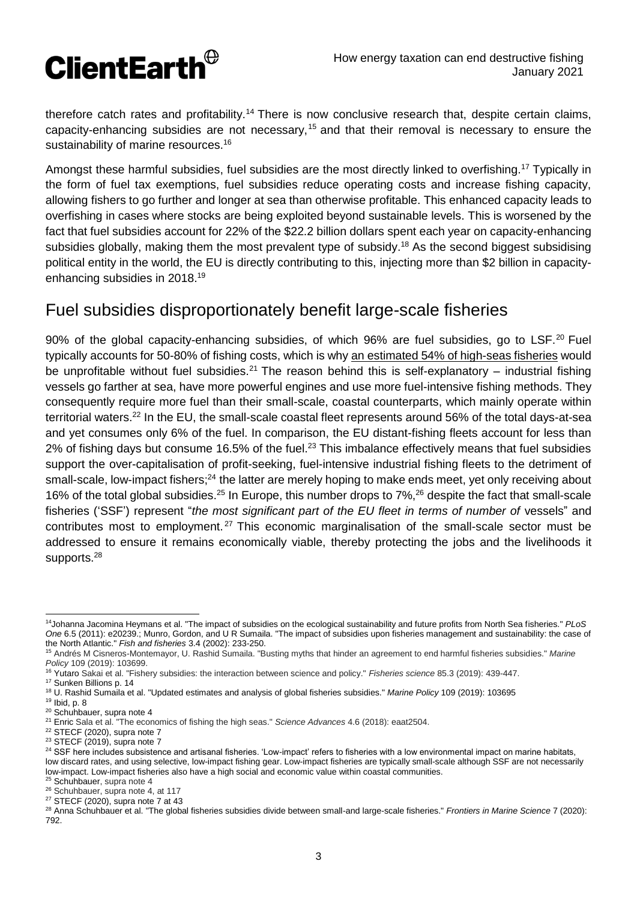therefore catch rates and profitability.[14] There is now conclusive research that, despite certain claims, capacity-enhancing subsidies are not necessary,[15] and that their removal is necessary to ensure the sustainability of marine resources.[16]

Amongst these harmful subsidies, fuel subsidies are the most directly linked to overfishing.[17] Typically in the form of fuel tax exemptions, fuel subsidies reduce operating costs and increase fishing capacity, allowing fishers to go further and longer at sea than otherwise profitable. This enhanced capacity leads to overfishing in cases where stocks are being exploited beyond sustainable levels. This is worsened by the fact that fuel subsidies account for 22% of the $22.2 billion dollars spent each year on capacity-enhancing subsidies globally, making them the most prevalent type of subsidy.[18] As the second biggest subsidising political entity in the world, the EU is directly contributing to this, injecting more than $2 billion in capacity-enhancing subsidies in 2018.[19]

## Fuel subsidies disproportionately benefit large-scale fisheries

90% of the global capacity-enhancing subsidies, of which 96% are fuel subsidies, go to LSF.[20] Fuel typically accounts for 50-80% of fishing costs, which is why an estimated 54% of high-seas fisheries would be unprofitable without fuel subsidies.[21] The reason behind this is self-explanatory – industrial fishing vessels go farther at sea, have more powerful engines and use more fuel-intensive fishing methods. They consequently require more fuel than their small-scale, coastal counterparts, which mainly operate within territorial waters.[22] In the EU, the small-scale coastal fleet represents around 56% of the total days-at-sea and yet consumes only 6% of the fuel. In comparison, the EU distant-fishing fleets account for less than 2% of fishing days but consume 16.5% of the fuel.[23] This imbalance effectively means that fuel subsidies support the over-capitalisation of profit-seeking, fuel-intensive industrial fishing fleets to the detriment of small-scale, low-impact fishers;[24] the latter are merely hoping to make ends meet, yet only receiving about 16% of the total global subsidies.[25] In Europe, this number drops to 7%,[26] despite the fact that small-scale fisheries ('SSF') represent "*the most significant part of the EU fleet in terms of number of* vessels" and contributes most to employment.[27] This economic marginalisation of the small-scale sector must be addressed to ensure it remains economically viable, thereby protecting the jobs and the livelihoods it supports.[28]

---

[14] Johanna Jacomina Heymans et al. "The impact of subsidies on the ecological sustainability and future profits from North Sea fisheries." *PLoS One* 6.5 (2011): e20239.; Munro, Gordon, and U R Sumaila. "The impact of subsidies upon fisheries management and sustainability: the case of the North Atlantic." *Fish and fisheries* 3.4 (2002): 233-250.

[15] Andrés M Cisneros-Montemayor, U. Rashid Sumaila. "Busting myths that hinder an agreement to end harmful fisheries subsidies." *Marine Policy* 109 (2019): 103699.

[16] Yutaro Sakai et al. "Fishery subsidies: the interaction between science and policy." *Fisheries science* 85.3 (2019): 439-447.

[17] Sunken Billions p. 14

[18] U. Rashid Sumaila et al. "Updated estimates and analysis of global fisheries subsidies." *Marine Policy* 109 (2019): 103695

[19] Ibid, p. 8

[20] Schuhbauer, supra note 4

[21] Enric Sala et al. "The economics of fishing the high seas." *Science Advances* 4.6 (2018): eaat2504.

[22] STECF (2020), supra note 7

[23] STECF (2019), supra note 7

[24] SSF here includes subsistence and artisanal fisheries. 'Low-impact' refers to fisheries with a low environmental impact on marine habitats, low discard rates, and using selective, low-impact fishing gear. Low-impact fisheries are typically small-scale although SSF are not necessarily low-impact. Low-impact fisheries also have a high social and economic value within coastal communities.

[25] Schuhbauer, supra note 4

[26] Schuhbauer, supra note 4, at 117

[27] STECF (2020), supra note 7 at 43

[28] Anna Schuhbauer et al. "The global fisheries subsidies divide between small-and large-scale fisheries." *Frontiers in Marine Science* 7 (2020): 792.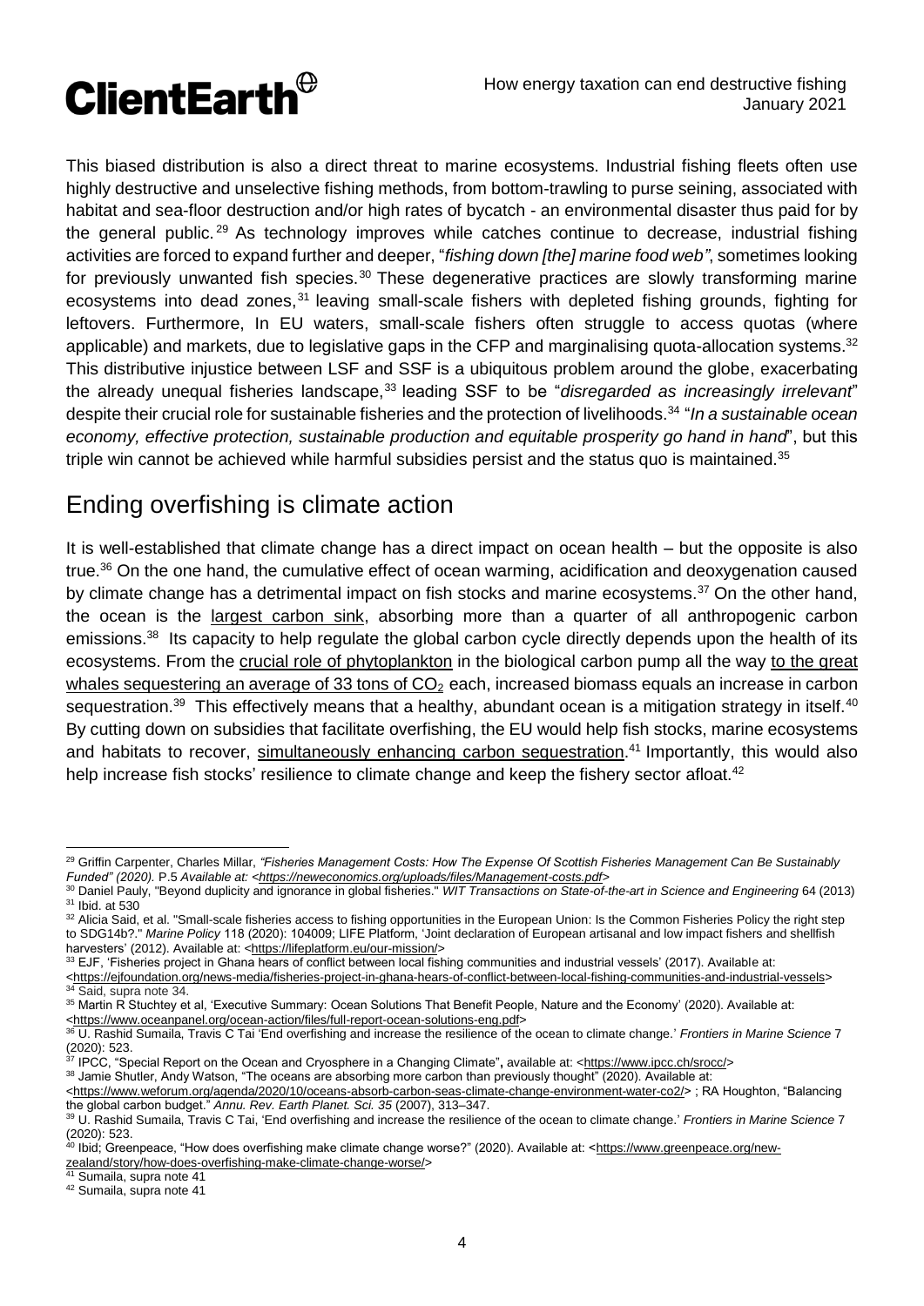This biased distribution is also a direct threat to marine ecosystems. Industrial fishing fleets often use highly destructive and unselective fishing methods, from bottom-trawling to purse seining, associated with habitat and sea-floor destruction and/or high rates of bycatch - an environmental disaster thus paid for by the general public.[29] As technology improves while catches continue to decrease, industrial fishing activities are forced to expand further and deeper, "*fishing down [the] marine food web"*, sometimes looking for previously unwanted fish species.[30] These degenerative practices are slowly transforming marine ecosystems into dead zones,[31] leaving small-scale fishers with depleted fishing grounds, fighting for leftovers. Furthermore, In EU waters, small-scale fishers often struggle to access quotas (where applicable) and markets, due to legislative gaps in the CFP and marginalising quota-allocation systems.[32] This distributive injustice between LSF and SSF is a ubiquitous problem around the globe, exacerbating the already unequal fisheries landscape,[33] leading SSF to be "*disregarded as increasingly irrelevant*" despite their crucial role for sustainable fisheries and the protection of livelihoods.[34] "*In a sustainable ocean economy, effective protection, sustainable production and equitable prosperity go hand in hand*", but this triple win cannot be achieved while harmful subsidies persist and the status quo is maintained.[35]

## Ending overfishing is climate action

It is well-established that climate change has a direct impact on ocean health – but the opposite is also true.[36] On the one hand, the cumulative effect of ocean warming, acidification and deoxygenation caused by climate change has a detrimental impact on fish stocks and marine ecosystems.[37] On the other hand, the ocean is the largest carbon sink, absorbing more than a quarter of all anthropogenic carbon emissions.[38] Its capacity to help regulate the global carbon cycle directly depends upon the health of its ecosystems. From the crucial role of phytoplankton in the biological carbon pump all the way to the great whales sequestering an average of 33 tons of $CO_2$ each, increased biomass equals an increase in carbon sequestration.[39] This effectively means that a healthy, abundant ocean is a mitigation strategy in itself.[40] By cutting down on subsidies that facilitate overfishing, the EU would help fish stocks, marine ecosystems and habitats to recover, simultaneously enhancing carbon sequestration.[41] Importantly, this would also help increase fish stocks' resilience to climate change and keep the fishery sector afloat.[42]

---

[29] Griffin Carpenter, Charles Millar, *"Fisheries Management Costs: How The Expense Of Scottish Fisheries Management Can Be Sustainably Funded" (2020).* P.5 *Available at: <https://neweconomics.org/uploads/files/Management-costs.pdf>*

[30] Daniel Pauly, "Beyond duplicity and ignorance in global fisheries." *WIT Transactions on State-of-the-art in Science and Engineering* 64 (2013)

[31] Ibid. at 530

[32] Alicia Said, et al. "Small-scale fisheries access to fishing opportunities in the European Union: Is the Common Fisheries Policy the right step to SDG14b?." *Marine Policy* 118 (2020): 104009; LIFE Platform, 'Joint declaration of European artisanal and low impact fishers and shellfish harvesters' (2012). Available at: <https://lifeplatform.eu/our-mission/>

[33] EJF, 'Fisheries project in Ghana hears of conflict between local fishing communities and industrial vessels' (2017). Available at: <https://ejfoundation.org/news-media/fisheries-project-in-ghana-hears-of-conflict-between-local-fishing-communities-and-industrial-vessels>

[34] Said, supra note 34.

[35] Martin R Stuchtey et al, 'Executive Summary: Ocean Solutions That Benefit People, Nature and the Economy' (2020). Available at: <https://www.oceanpanel.org/ocean-action/files/full-report-ocean-solutions-eng.pdf>

[36] U. Rashid Sumaila, Travis C Tai 'End overfishing and increase the resilience of the ocean to climate change.' *Frontiers in Marine Science* 7 (2020): 523.

[37] IPCC, "Special Report on the Ocean and Cryosphere in a Changing Climate", available at: <https://www.ipcc.ch/srocc/>

[38] Jamie Shutler, Andy Watson, "The oceans are absorbing more carbon than previously thought" (2020). Available at: <https://www.weforum.org/agenda/2020/10/oceans-absorb-carbon-seas-climate-change-environment-water-co2/> ; RA Houghton, "Balancing the global carbon budget." *Annu. Rev. Earth Planet. Sci. 35* (2007), 313–347.

[39] U. Rashid Sumaila, Travis C Tai, 'End overfishing and increase the resilience of the ocean to climate change.' *Frontiers in Marine Science* 7 (2020): 523.

[40] Ibid; Greenpeace, "How does overfishing make climate change worse?" (2020). Available at: <https://www.greenpeace.org/new-zealand/story/how-does-overfishing-make-climate-change-worse/>

[41] Sumaila, supra note 41

[42] Sumaila, supra note 41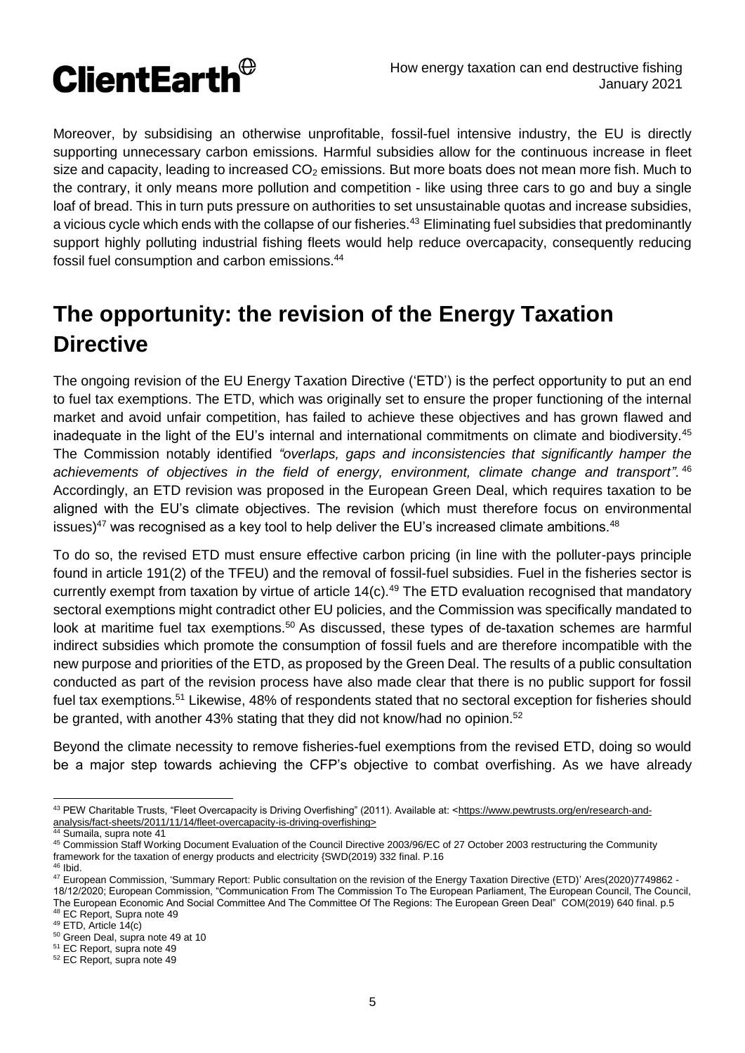Moreover, by subsidising an otherwise unprofitable, fossil-fuel intensive industry, the EU is directly supporting unnecessary carbon emissions. Harmful subsidies allow for the continuous increase in fleet size and capacity, leading to increased $CO_2$ emissions. But more boats does not mean more fish. Much to the contrary, it only means more pollution and competition - like using three cars to go and buy a single loaf of bread. This in turn puts pressure on authorities to set unsustainable quotas and increase subsidies, a vicious cycle which ends with the collapse of our fisheries.[43] Eliminating fuel subsidies that predominantly support highly polluting industrial fishing fleets would help reduce overcapacity, consequently reducing fossil fuel consumption and carbon emissions.[44]

## The opportunity: the revision of the Energy Taxation Directive

The ongoing revision of the EU Energy Taxation Directive ('ETD') is the perfect opportunity to put an end to fuel tax exemptions. The ETD, which was originally set to ensure the proper functioning of the internal market and avoid unfair competition, has failed to achieve these objectives and has grown flawed and inadequate in the light of the EU's internal and international commitments on climate and biodiversity.[45] The Commission notably identified *"overlaps, gaps and inconsistencies that significantly hamper the achievements of objectives in the field of energy, environment, climate change and transport".*[46] Accordingly, an ETD revision was proposed in the European Green Deal, which requires taxation to be aligned with the EU's climate objectives. The revision (which must therefore focus on environmental issues)[47] was recognised as a key tool to help deliver the EU's increased climate ambitions.[48]

To do so, the revised ETD must ensure effective carbon pricing (in line with the polluter-pays principle found in article 191(2) of the TFEU) and the removal of fossil-fuel subsidies. Fuel in the fisheries sector is currently exempt from taxation by virtue of article 14(c).[49] The ETD evaluation recognised that mandatory sectoral exemptions might contradict other EU policies, and the Commission was specifically mandated to look at maritime fuel tax exemptions.[50] As discussed, these types of de-taxation schemes are harmful indirect subsidies which promote the consumption of fossil fuels and are therefore incompatible with the new purpose and priorities of the ETD, as proposed by the Green Deal. The results of a public consultation conducted as part of the revision process have also made clear that there is no public support for fossil fuel tax exemptions.[51] Likewise, 48% of respondents stated that no sectoral exception for fisheries should be granted, with another 43% stating that they did not know/had no opinion.[52]

Beyond the climate necessity to remove fisheries-fuel exemptions from the revised ETD, doing so would be a major step towards achieving the CFP's objective to combat overfishing. As we have already

---

[43] PEW Charitable Trusts, "Fleet Overcapacity is Driving Overfishing" (2011). Available at: <https://www.pewtrusts.org/en/research-and-analysis/fact-sheets/2011/11/14/fleet-overcapacity-is-driving-overfishing>

[44] Sumaila, supra note 41

[45] Commission Staff Working Document Evaluation of the Council Directive 2003/96/EC of 27 October 2003 restructuring the Community framework for the taxation of energy products and electricity {SWD(2019) 332 final. P.16

[46] Ibid.

[47] European Commission, 'Summary Report: Public consultation on the revision of the Energy Taxation Directive (ETD)' Ares(2020)7749862 - 18/12/2020; European Commission, "Communication From The Commission To The European Parliament, The European Council, The Council, The European Economic And Social Committee And The Committee Of The Regions: The European Green Deal" COM(2019) 640 final. p.5

[48] EC Report, Supra note 49

[49] ETD, Article 14(c)

[50] Green Deal, supra note 49 at 10

[51] EC Report, supra note 49

[52] EC Report, supra note 49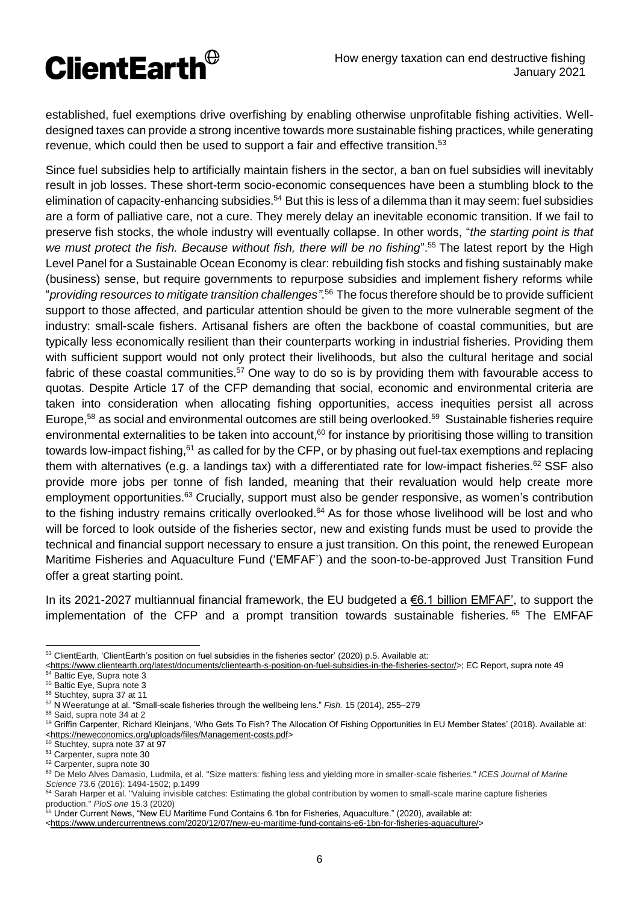established, fuel exemptions drive overfishing by enabling otherwise unprofitable fishing activities. Well-designed taxes can provide a strong incentive towards more sustainable fishing practices, while generating revenue, which could then be used to support a fair and effective transition.[53]

Since fuel subsidies help to artificially maintain fishers in the sector, a ban on fuel subsidies will inevitably result in job losses. These short-term socio-economic consequences have been a stumbling block to the elimination of capacity-enhancing subsidies.[54] But this is less of a dilemma than it may seem: fuel subsidies are a form of palliative care, not a cure. They merely delay an inevitable economic transition. If we fail to preserve fish stocks, the whole industry will eventually collapse. In other words, "*the starting point is that we must protect the fish. Because without fish, there will be no fishing*".[55] The latest report by the High Level Panel for a Sustainable Ocean Economy is clear: rebuilding fish stocks and fishing sustainably make (business) sense, but require governments to repurpose subsidies and implement fishery reforms while "*providing resources to mitigate transition challenges"*.[56] The focus therefore should be to provide sufficient support to those affected, and particular attention should be given to the more vulnerable segment of the industry: small-scale fishers. Artisanal fishers are often the backbone of coastal communities, but are typically less economically resilient than their counterparts working in industrial fisheries. Providing them with sufficient support would not only protect their livelihoods, but also the cultural heritage and social fabric of these coastal communities.[57] One way to do so is by providing them with favourable access to quotas. Despite Article 17 of the CFP demanding that social, economic and environmental criteria are taken into consideration when allocating fishing opportunities, access inequities persist all across Europe,[58] as social and environmental outcomes are still being overlooked.[59] Sustainable fisheries require environmental externalities to be taken into account,[60] for instance by prioritising those willing to transition towards low-impact fishing,[61] as called for by the CFP, or by phasing out fuel-tax exemptions and replacing them with alternatives (e.g. a landings tax) with a differentiated rate for low-impact fisheries.[62] SSF also provide more jobs per tonne of fish landed, meaning that their revaluation would help create more employment opportunities.[63] Crucially, support must also be gender responsive, as women's contribution to the fishing industry remains critically overlooked.[64] As for those whose livelihood will be lost and who will be forced to look outside of the fisheries sector, new and existing funds must be used to provide the technical and financial support necessary to ensure a just transition. On this point, the renewed European Maritime Fisheries and Aquaculture Fund ('EMFAF') and the soon-to-be-approved Just Transition Fund offer a great starting point.

In its 2021-2027 multiannual financial framework, the EU budgeted a €6.1 billion EMFAF', to support the implementation of the CFP and a prompt transition towards sustainable fisheries.[65] The EMFAF

---

[53] ClientEarth, 'ClientEarth's position on fuel subsidies in the fisheries sector' (2020) p.5. Available at: <https://www.clientearth.org/latest/documents/clientearth-s-position-on-fuel-subsidies-in-the-fisheries-sector/>; EC Report, supra note 49

[54] Baltic Eye, Supra note 3

[55] Baltic Eye, Supra note 3

[56] Stuchtey, supra 37 at 11

[57] N Weeratunge at al. "Small-scale fisheries through the wellbeing lens." *Fish.* 15 (2014), 255–279

[58] Said, supra note 34 at 2

[59] Griffin Carpenter, Richard Kleinjans, 'Who Gets To Fish? The Allocation Of Fishing Opportunities In EU Member States' (2018). Available at: <https://neweconomics.org/uploads/files/Management-costs.pdf>

[60] Stuchtey, supra note 37 at 97

[61] Carpenter, supra note 30

[62] Carpenter, supra note 30

[63] De Melo Alves Damasio, Ludmila, et al. "Size matters: fishing less and yielding more in smaller-scale fisheries." *ICES Journal of Marine Science* 73.6 (2016): 1494-1502; p.1499

[64] Sarah Harper et al. "Valuing invisible catches: Estimating the global contribution by women to small-scale marine capture fisheries production." *PloS one* 15.3 (2020)

[65] Under Current News, "New EU Maritime Fund Contains 6.1bn for Fisheries, Aquaculture." (2020), available at: <https://www.undercurrentnews.com/2020/12/07/new-eu-maritime-fund-contains-e6-1bn-for-fisheries-aquaculture/>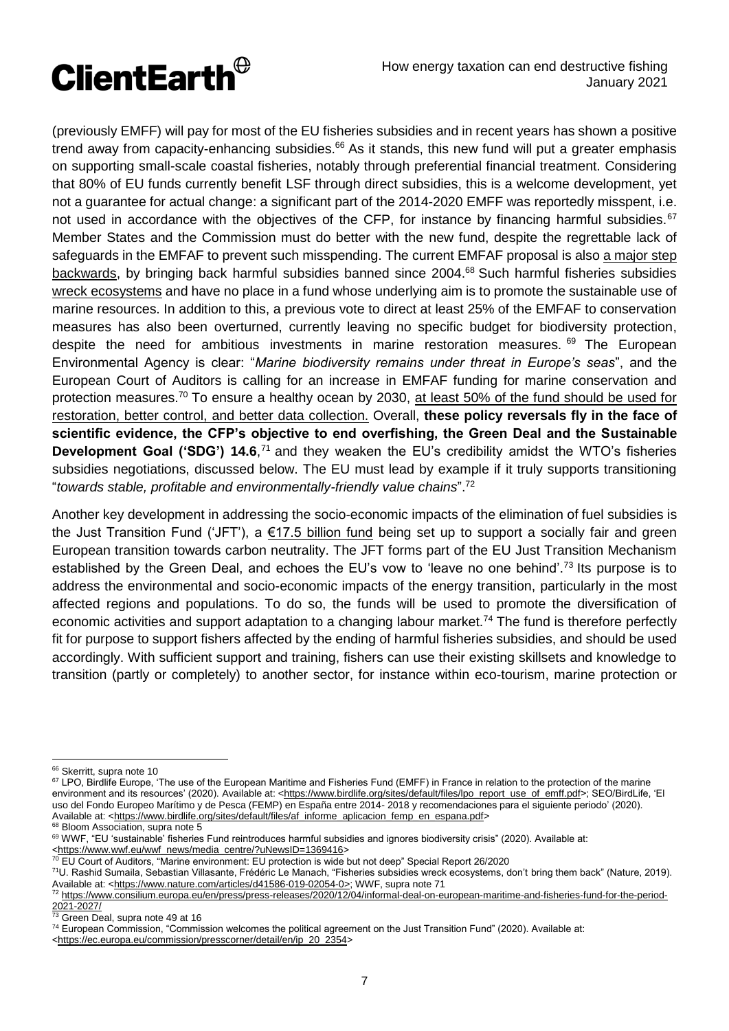(previously EMFF) will pay for most of the EU fisheries subsidies and in recent years has shown a positive trend away from capacity-enhancing subsidies.[66] As it stands, this new fund will put a greater emphasis on supporting small-scale coastal fisheries, notably through preferential financial treatment. Considering that 80% of EU funds currently benefit LSF through direct subsidies, this is a welcome development, yet not a guarantee for actual change: a significant part of the 2014-2020 EMFF was reportedly misspent, i.e. not used in accordance with the objectives of the CFP, for instance by financing harmful subsidies.[67] Member States and the Commission must do better with the new fund, despite the regrettable lack of safeguards in the EMFAF to prevent such misspending. The current EMFAF proposal is also a major step backwards, by bringing back harmful subsidies banned since 2004.[68] Such harmful fisheries subsidies wreck ecosystems and have no place in a fund whose underlying aim is to promote the sustainable use of marine resources. In addition to this, a previous vote to direct at least 25% of the EMFAF to conservation measures has also been overturned, currently leaving no specific budget for biodiversity protection, despite the need for ambitious investments in marine restoration measures.[69] The European Environmental Agency is clear: "*Marine biodiversity remains under threat in Europe's seas*", and the European Court of Auditors is calling for an increase in EMFAF funding for marine conservation and protection measures.[70] To ensure a healthy ocean by 2030, at least 50% of the fund should be used for restoration, better control, and better data collection. Overall, **these policy reversals fly in the face of scientific evidence, the CFP's objective to end overfishing, the Green Deal and the Sustainable Development Goal ('SDG') 14.6**,[71] and they weaken the EU's credibility amidst the WTO's fisheries subsidies negotiations, discussed below. The EU must lead by example if it truly supports transitioning "*towards stable, profitable and environmentally-friendly value chains*".[72]

Another key development in addressing the socio-economic impacts of the elimination of fuel subsidies is the Just Transition Fund ('JFT'), a €17.5 billion fund being set up to support a socially fair and green European transition towards carbon neutrality. The JFT forms part of the EU Just Transition Mechanism established by the Green Deal, and echoes the EU's vow to 'leave no one behind'.[73] Its purpose is to address the environmental and socio-economic impacts of the energy transition, particularly in the most affected regions and populations. To do so, the funds will be used to promote the diversification of economic activities and support adaptation to a changing labour market.[74] The fund is therefore perfectly fit for purpose to support fishers affected by the ending of harmful fisheries subsidies, and should be used accordingly. With sufficient support and training, fishers can use their existing skillsets and knowledge to transition (partly or completely) to another sector, for instance within eco-tourism, marine protection or

---

[66] Skerritt, supra note 10

[67] LPO, Birdlife Europe, 'The use of the European Maritime and Fisheries Fund (EMFF) in France in relation to the protection of the marine environment and its resources' (2020). Available at: <https://www.birdlife.org/sites/default/files/lpo_report_use_of_emff.pdf>; SEO/BirdLife, 'El uso del Fondo Europeo Marítimo y de Pesca (FEMP) en España entre 2014- 2018 y recomendaciones para el siguiente periodo' (2020). Available at: <https://www.birdlife.org/sites/default/files/af_informe_aplicacion_femp_en_espana.pdf>

[68] Bloom Association, supra note 5

[69] WWF, "EU 'sustainable' fisheries Fund reintroduces harmful subsidies and ignores biodiversity crisis" (2020). Available at: <https://www.wwf.eu/wwf_news/media_centre/?uNewsID=1369416>

[70] EU Court of Auditors, "Marine environment: EU protection is wide but not deep" Special Report 26/2020

[71] U. Rashid Sumaila, Sebastian Villasante, Frédéric Le Manach, "Fisheries subsidies wreck ecosystems, don't bring them back" (Nature, 2019). Available at: <https://www.nature.com/articles/d41586-019-02054-0>; WWF, supra note 71

[72] https://www.consilium.europa.eu/en/press/press-releases/2020/12/04/informal-deal-on-european-maritime-and-fisheries-fund-for-the-period-2021-2027/

[73] Green Deal, supra note 49 at 16

[74] European Commission, "Commission welcomes the political agreement on the Just Transition Fund" (2020). Available at: <https://ec.europa.eu/commission/presscorner/detail/en/ip_20_2354>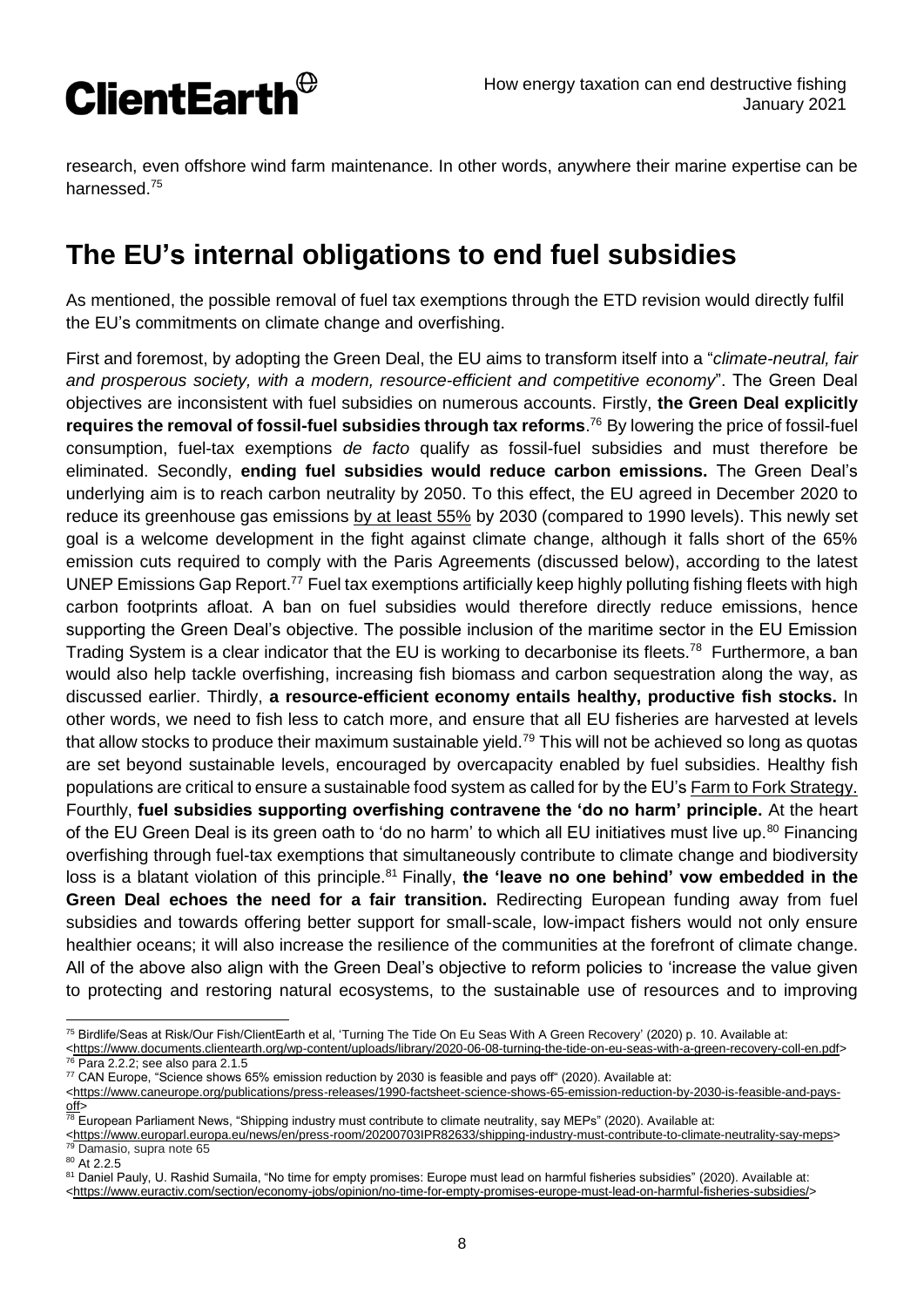research, even offshore wind farm maintenance. In other words, anywhere their marine expertise can be harnessed.[75]

## The EU's internal obligations to end fuel subsidies

As mentioned, the possible removal of fuel tax exemptions through the ETD revision would directly fulfil the EU's commitments on climate change and overfishing.

First and foremost, by adopting the Green Deal, the EU aims to transform itself into a "*climate-neutral, fair and prosperous society, with a modern, resource-efficient and competitive economy*". The Green Deal objectives are inconsistent with fuel subsidies on numerous accounts. Firstly, **the Green Deal explicitly requires the removal of fossil-fuel subsidies through tax reforms**.[76] By lowering the price of fossil-fuel consumption, fuel-tax exemptions *de facto* qualify as fossil-fuel subsidies and must therefore be eliminated. Secondly, **ending fuel subsidies would reduce carbon emissions.** The Green Deal's underlying aim is to reach carbon neutrality by 2050. To this effect, the EU agreed in December 2020 to reduce its greenhouse gas emissions by at least 55% by 2030 (compared to 1990 levels). This newly set goal is a welcome development in the fight against climate change, although it falls short of the 65% emission cuts required to comply with the Paris Agreements (discussed below), according to the latest UNEP Emissions Gap Report.[77] Fuel tax exemptions artificially keep highly polluting fishing fleets with high carbon footprints afloat. A ban on fuel subsidies would therefore directly reduce emissions, hence supporting the Green Deal's objective. The possible inclusion of the maritime sector in the EU Emission Trading System is a clear indicator that the EU is working to decarbonise its fleets.[78] Furthermore, a ban would also help tackle overfishing, increasing fish biomass and carbon sequestration along the way, as discussed earlier. Thirdly, **a resource-efficient economy entails healthy, productive fish stocks.** In other words, we need to fish less to catch more, and ensure that all EU fisheries are harvested at levels that allow stocks to produce their maximum sustainable yield.[79] This will not be achieved so long as quotas are set beyond sustainable levels, encouraged by overcapacity enabled by fuel subsidies. Healthy fish populations are critical to ensure a sustainable food system as called for by the EU's Farm to Fork Strategy. Fourthly, **fuel subsidies supporting overfishing contravene the 'do no harm' principle.** At the heart of the EU Green Deal is its green oath to 'do no harm' to which all EU initiatives must live up.[80] Financing overfishing through fuel-tax exemptions that simultaneously contribute to climate change and biodiversity loss is a blatant violation of this principle.[81] Finally, **the 'leave no one behind' vow embedded in the Green Deal echoes the need for a fair transition.** Redirecting European funding away from fuel subsidies and towards offering better support for small-scale, low-impact fishers would not only ensure healthier oceans; it will also increase the resilience of the communities at the forefront of climate change. All of the above also align with the Green Deal's objective to reform policies to 'increase the value given to protecting and restoring natural ecosystems, to the sustainable use of resources and to improving

---

[75] Birdlife/Seas at Risk/Our Fish/ClientEarth et al, 'Turning The Tide On Eu Seas With A Green Recovery' (2020) p. 10. Available at: <https://www.documents.clientearth.org/wp-content/uploads/library/2020-06-08-turning-the-tide-on-eu-seas-with-a-green-recovery-coll-en.pdf>

[76] Para 2.2.2; see also para 2.1.5

[77] CAN Europe, "Science shows 65% emission reduction by 2030 is feasible and pays off" (2020). Available at: <https://www.caneurope.org/publications/press-releases/1990-factsheet-science-shows-65-emission-reduction-by-2030-is-feasible-and-pays-off>

[78] European Parliament News, "Shipping industry must contribute to climate neutrality, say MEPs" (2020). Available at: <https://www.europarl.europa.eu/news/en/press-room/20200703IPR82633/shipping-industry-must-contribute-to-climate-neutrality-say-meps>

[79] Damasio, supra note 65

[80] At 2.2.5

[81] Daniel Pauly, U. Rashid Sumaila, "No time for empty promises: Europe must lead on harmful fisheries subsidies" (2020). Available at: <https://www.euractiv.com/section/economy-jobs/opinion/no-time-for-empty-promises-europe-must-lead-on-harmful-fisheries-subsidies/>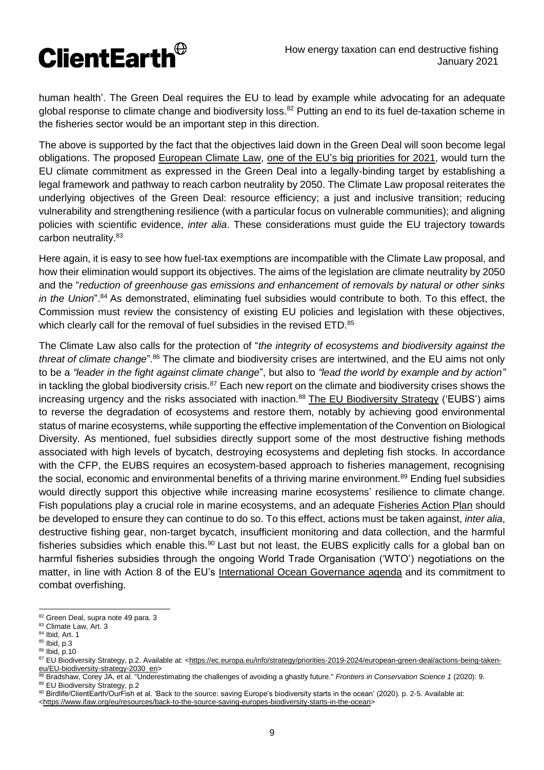human health'. The Green Deal requires the EU to lead by example while advocating for an adequate global response to climate change and biodiversity loss.[82] Putting an end to its fuel de-taxation scheme in the fisheries sector would be an important step in this direction.

The above is supported by the fact that the objectives laid down in the Green Deal will soon become legal obligations. The proposed European Climate Law, one of the EU's big priorities for 2021, would turn the EU climate commitment as expressed in the Green Deal into a legally-binding target by establishing a legal framework and pathway to reach carbon neutrality by 2050. The Climate Law proposal reiterates the underlying objectives of the Green Deal: resource efficiency; a just and inclusive transition; reducing vulnerability and strengthening resilience (with a particular focus on vulnerable communities); and aligning policies with scientific evidence, *inter alia*. These considerations must guide the EU trajectory towards carbon neutrality.[83]

Here again, it is easy to see how fuel-tax exemptions are incompatible with the Climate Law proposal, and how their elimination would support its objectives. The aims of the legislation are climate neutrality by 2050 and the "*reduction of greenhouse gas emissions and enhancement of removals by natural or other sinks in the Union*".[84] As demonstrated, eliminating fuel subsidies would contribute to both. To this effect, the Commission must review the consistency of existing EU policies and legislation with these objectives, which clearly call for the removal of fuel subsidies in the revised ETD.[85]

The Climate Law also calls for the protection of "*the integrity of ecosystems and biodiversity against the threat of climate change*".[86] The climate and biodiversity crises are intertwined, and the EU aims not only to be a *"leader in the fight against climate change*", but also to *"lead the world by example and by action"* in tackling the global biodiversity crisis.[87] Each new report on the climate and biodiversity crises shows the increasing urgency and the risks associated with inaction.[88] The EU Biodiversity Strategy ('EUBS') aims to reverse the degradation of ecosystems and restore them, notably by achieving good environmental status of marine ecosystems, while supporting the effective implementation of the Convention on Biological Diversity. As mentioned, fuel subsidies directly support some of the most destructive fishing methods associated with high levels of bycatch, destroying ecosystems and depleting fish stocks. In accordance with the CFP, the EUBS requires an ecosystem-based approach to fisheries management, recognising the social, economic and environmental benefits of a thriving marine environment.[89] Ending fuel subsidies would directly support this objective while increasing marine ecosystems' resilience to climate change. Fish populations play a crucial role in marine ecosystems, and an adequate Fisheries Action Plan should be developed to ensure they can continue to do so. To this effect, actions must be taken against, *inter alia*, destructive fishing gear, non-target bycatch, insufficient monitoring and data collection, and the harmful fisheries subsidies which enable this.[90] Last but not least, the EUBS explicitly calls for a global ban on harmful fisheries subsidies through the ongoing World Trade Organisation ('WTO') negotiations on the matter, in line with Action 8 of the EU's International Ocean Governance agenda and its commitment to combat overfishing.

---

[82] Green Deal, supra note 49 para. 3

[83] Climate Law, Art. 3

[84] Ibid, Art. 1

[85] Ibid, p.3

[86] Ibid, p.10

[87] EU Biodiversity Strategy, p.2. Available at: <https://ec.europa.eu/info/strategy/priorities-2019-2024/european-green-deal/actions-being-taken-eu/EU-biodiversity-strategy-2030_en>

[88] Bradshaw, Corey JA, et al. "Underestimating the challenges of avoiding a ghastly future." *Frontiers in Conservation Science 1* (2020): 9.

[89] EU Biodiversity Strategy, p.2

[90] Birdlife/ClientEarth/OurFish et al. 'Back to the source: saving Europe's biodiversity starts in the ocean' (2020). p. 2-5. Available at: <https://www.ifaw.org/eu/resources/back-to-the-source-saving-europes-biodiversity-starts-in-the-ocean>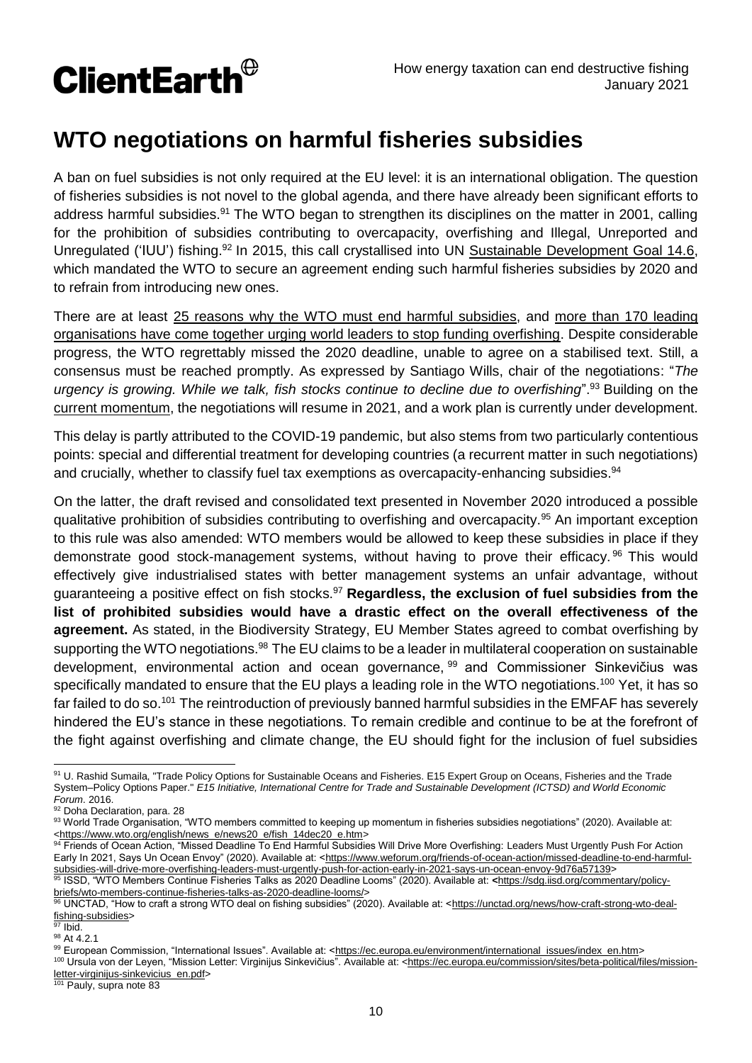## WTO negotiations on harmful fisheries subsidies

A ban on fuel subsidies is not only required at the EU level: it is an international obligation. The question of fisheries subsidies is not novel to the global agenda, and there have already been significant efforts to address harmful subsidies.[91] The WTO began to strengthen its disciplines on the matter in 2001, calling for the prohibition of subsidies contributing to overcapacity, overfishing and Illegal, Unreported and Unregulated ('IUU') fishing.[92] In 2015, this call crystallised into UN Sustainable Development Goal 14.6, which mandated the WTO to secure an agreement ending such harmful fisheries subsidies by 2020 and to refrain from introducing new ones.

There are at least 25 reasons why the WTO must end harmful subsidies, and more than 170 leading organisations have come together urging world leaders to stop funding overfishing. Despite considerable progress, the WTO regrettably missed the 2020 deadline, unable to agree on a stabilised text. Still, a consensus must be reached promptly. As expressed by Santiago Wills, chair of the negotiations: "*The urgency is growing. While we talk, fish stocks continue to decline due to overfishing*".[93] Building on the current momentum, the negotiations will resume in 2021, and a work plan is currently under development.

This delay is partly attributed to the COVID-19 pandemic, but also stems from two particularly contentious points: special and differential treatment for developing countries (a recurrent matter in such negotiations) and crucially, whether to classify fuel tax exemptions as overcapacity-enhancing subsidies.[94]

On the latter, the draft revised and consolidated text presented in November 2020 introduced a possible qualitative prohibition of subsidies contributing to overfishing and overcapacity.[95] An important exception to this rule was also amended: WTO members would be allowed to keep these subsidies in place if they demonstrate good stock-management systems, without having to prove their efficacy.[96] This would effectively give industrialised states with better management systems an unfair advantage, without guaranteeing a positive effect on fish stocks.[97] **Regardless, the exclusion of fuel subsidies from the list of prohibited subsidies would have a drastic effect on the overall effectiveness of the agreement.** As stated, in the Biodiversity Strategy, EU Member States agreed to combat overfishing by supporting the WTO negotiations.[98] The EU claims to be a leader in multilateral cooperation on sustainable development, environmental action and ocean governance,[99] and Commissioner Sinkevičius was specifically mandated to ensure that the EU plays a leading role in the WTO negotiations.[100] Yet, it has so far failed to do so.[101] The reintroduction of previously banned harmful subsidies in the EMFAF has severely hindered the EU's stance in these negotiations. To remain credible and continue to be at the forefront of the fight against overfishing and climate change, the EU should fight for the inclusion of fuel subsidies

---

[91] U. Rashid Sumaila, "Trade Policy Options for Sustainable Oceans and Fisheries. E15 Expert Group on Oceans, Fisheries and the Trade System–Policy Options Paper." *E15 Initiative, International Centre for Trade and Sustainable Development (ICTSD) and World Economic Forum*. 2016.

[92] Doha Declaration, para. 28

[93] World Trade Organisation, "WTO members committed to keeping up momentum in fisheries subsidies negotiations" (2020). Available at: <https://www.wto.org/english/news20_e/fish_14dec20_e.htm>

[94] Friends of Ocean Action, "Missed Deadline To End Harmful Subsidies Will Drive More Overfishing: Leaders Must Urgently Push For Action Early In 2021, Says Un Ocean Envoy" (2020). Available at: <https://www.weforum.org/friends-of-ocean-action/missed-deadline-to-end-harmful-subsidies-will-drive-more-overfishing-leaders-must-urgently-push-for-action-early-in-2021-says-un-ocean-envoy-9d76a57139>

[95] ISSD, "WTO Members Continue Fisheries Talks as 2020 Deadline Looms" (2020). Available at: <https://sdg.iisd.org/commentary/policy-briefs/wto-members-continue-fisheries-talks-as-2020-deadline-looms/>

[96] UNCTAD, "How to craft a strong WTO deal on fishing subsidies" (2020). Available at: <https://unctad.org/news/how-craft-strong-wto-deal-fishing-subsidies>

[97] Ibid.

[98] At 4.2.1

[99] European Commission, "International Issues". Available at: <https://ec.europa.eu/environment/international_issues/index_en.htm>

[100] Ursula von der Leyen, "Mission Letter: Virginijus Sinkevičius". Available at: <https://ec.europa.eu/commission/sites/beta-political/files/mission-letter-virginijus-sinkevicius_en.pdf>

[101] Pauly, supra note 83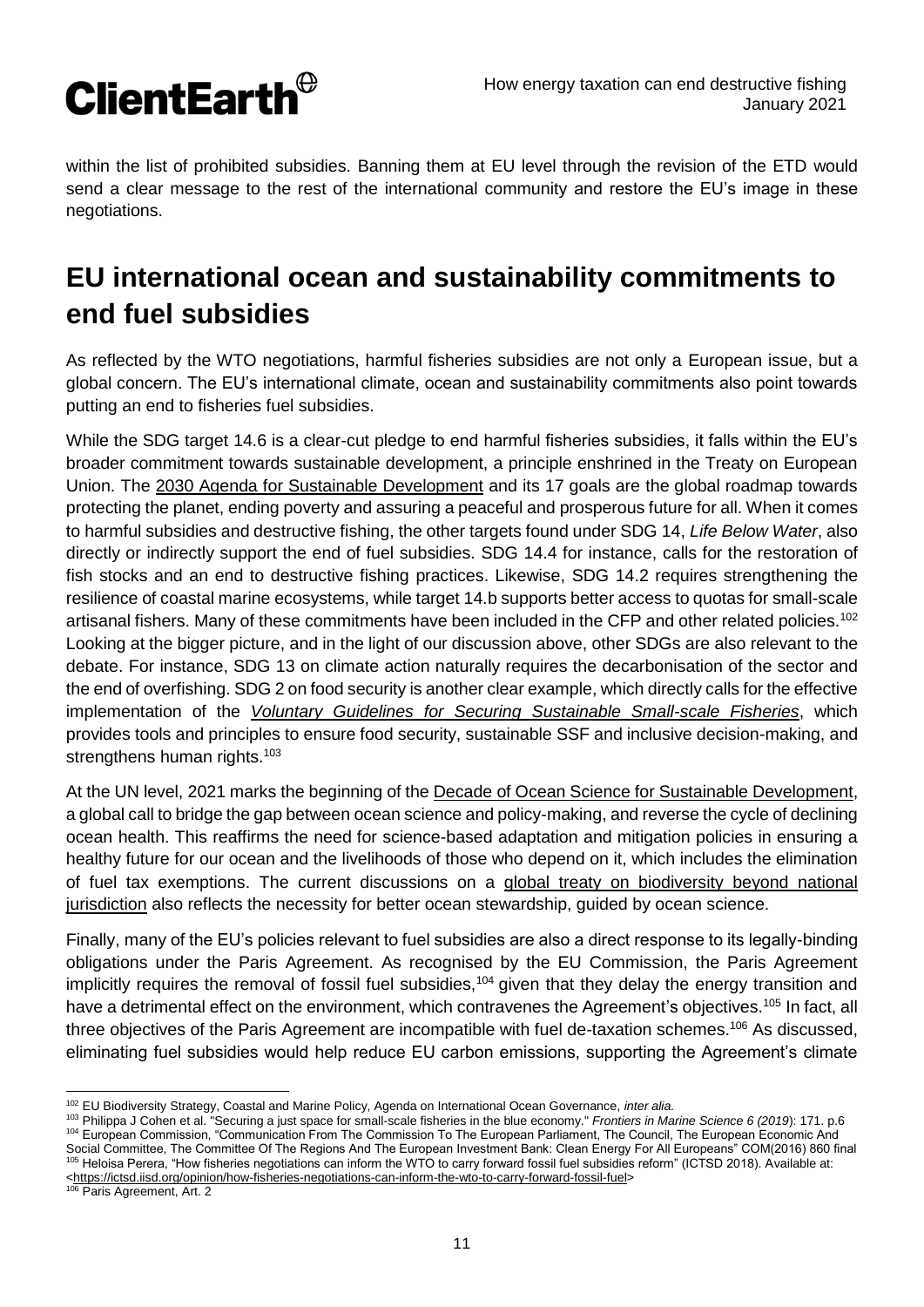within the list of prohibited subsidies. Banning them at EU level through the revision of the ETD would send a clear message to the rest of the international community and restore the EU's image in these negotiations.

## EU international ocean and sustainability commitments to end fuel subsidies

As reflected by the WTO negotiations, harmful fisheries subsidies are not only a European issue, but a global concern. The EU's international climate, ocean and sustainability commitments also point towards putting an end to fisheries fuel subsidies.

While the SDG target 14.6 is a clear-cut pledge to end harmful fisheries subsidies, it falls within the EU's broader commitment towards sustainable development, a principle enshrined in the Treaty on European Union. The 2030 Agenda for Sustainable Development and its 17 goals are the global roadmap towards protecting the planet, ending poverty and assuring a peaceful and prosperous future for all. When it comes to harmful subsidies and destructive fishing, the other targets found under SDG 14, *Life Below Water*, also directly or indirectly support the end of fuel subsidies. SDG 14.4 for instance, calls for the restoration of fish stocks and an end to destructive fishing practices. Likewise, SDG 14.2 requires strengthening the resilience of coastal marine ecosystems, while target 14.b supports better access to quotas for small-scale artisanal fishers. Many of these commitments have been included in the CFP and other related policies.[102] Looking at the bigger picture, and in the light of our discussion above, other SDGs are also relevant to the debate. For instance, SDG 13 on climate action naturally requires the decarbonisation of the sector and the end of overfishing. SDG 2 on food security is another clear example, which directly calls for the effective implementation of the *Voluntary Guidelines for Securing Sustainable Small-scale Fisheries*, which provides tools and principles to ensure food security, sustainable SSF and inclusive decision-making, and strengthens human rights.[103]

At the UN level, 2021 marks the beginning of the Decade of Ocean Science for Sustainable Development, a global call to bridge the gap between ocean science and policy-making, and reverse the cycle of declining ocean health. This reaffirms the need for science-based adaptation and mitigation policies in ensuring a healthy future for our ocean and the livelihoods of those who depend on it, which includes the elimination of fuel tax exemptions. The current discussions on a global treaty on biodiversity beyond national jurisdiction also reflects the necessity for better ocean stewardship, guided by ocean science.

Finally, many of the EU's policies relevant to fuel subsidies are also a direct response to its legally-binding obligations under the Paris Agreement. As recognised by the EU Commission, the Paris Agreement implicitly requires the removal of fossil fuel subsidies,[104] given that they delay the energy transition and have a detrimental effect on the environment, which contravenes the Agreement's objectives.[105] In fact, all three objectives of the Paris Agreement are incompatible with fuel de-taxation schemes.[106] As discussed, eliminating fuel subsidies would help reduce EU carbon emissions, supporting the Agreement's climate

---

[102] EU Biodiversity Strategy, Coastal and Marine Policy, Agenda on International Ocean Governance, *inter alia.*

[103] Philippa J Cohen et al. "Securing a just space for small-scale fisheries in the blue economy." *Frontiers in Marine Science 6 (2019)*: 171. p.6

[104] European Commission, "Communication From The Commission To The European Parliament, The Council, The European Economic And Social Committee, The Committee Of The Regions And The European Investment Bank: Clean Energy For All Europeans" COM(2016) 860 final

[105] Heloisa Perera, "How fisheries negotiations can inform the WTO to carry forward fossil fuel subsidies reform" (ICTSD 2018). Available at: <https://ictsd.iisd.org/opinion/how-fisheries-negotiations-can-inform-the-wto-to-carry-forward-fossil-fuel>

[106] Paris Agreement, Art. 2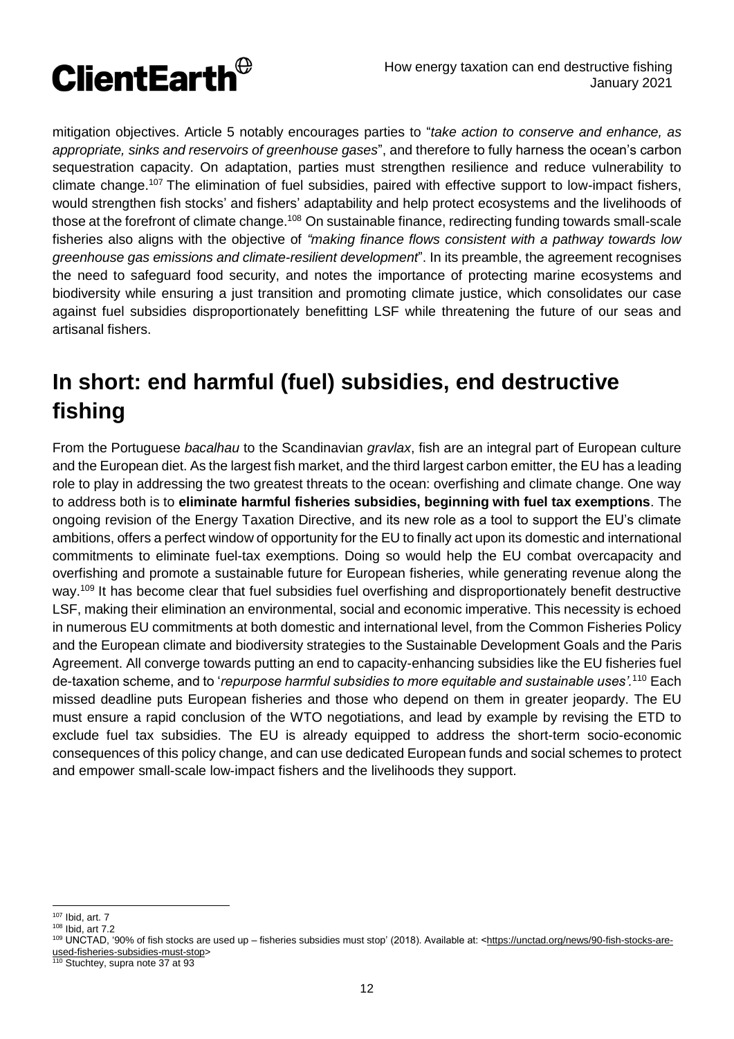mitigation objectives. Article 5 notably encourages parties to "*take action to conserve and enhance, as appropriate, sinks and reservoirs of greenhouse gases*", and therefore to fully harness the ocean's carbon sequestration capacity. On adaptation, parties must strengthen resilience and reduce vulnerability to climate change.[107] The elimination of fuel subsidies, paired with effective support to low-impact fishers, would strengthen fish stocks' and fishers' adaptability and help protect ecosystems and the livelihoods of those at the forefront of climate change.[108] On sustainable finance, redirecting funding towards small-scale fisheries also aligns with the objective of *"making finance flows consistent with a pathway towards low greenhouse gas emissions and climate-resilient development*". In its preamble, the agreement recognises the need to safeguard food security, and notes the importance of protecting marine ecosystems and biodiversity while ensuring a just transition and promoting climate justice, which consolidates our case against fuel subsidies disproportionately benefitting LSF while threatening the future of our seas and artisanal fishers.

# In short: end harmful (fuel) subsidies, end destructive fishing

From the Portuguese *bacalhau* to the Scandinavian *gravlax*, fish are an integral part of European culture and the European diet. As the largest fish market, and the third largest carbon emitter, the EU has a leading role to play in addressing the two greatest threats to the ocean: overfishing and climate change. One way to address both is to **eliminate harmful fisheries subsidies, beginning with fuel tax exemptions**. The ongoing revision of the Energy Taxation Directive, and its new role as a tool to support the EU's climate ambitions, offers a perfect window of opportunity for the EU to finally act upon its domestic and international commitments to eliminate fuel-tax exemptions. Doing so would help the EU combat overcapacity and overfishing and promote a sustainable future for European fisheries, while generating revenue along the way.[109] It has become clear that fuel subsidies fuel overfishing and disproportionately benefit destructive LSF, making their elimination an environmental, social and economic imperative. This necessity is echoed in numerous EU commitments at both domestic and international level, from the Common Fisheries Policy and the European climate and biodiversity strategies to the Sustainable Development Goals and the Paris Agreement. All converge towards putting an end to capacity-enhancing subsidies like the EU fisheries fuel de-taxation scheme, and to '*repurpose harmful subsidies to more equitable and sustainable uses'.*[110] Each missed deadline puts European fisheries and those who depend on them in greater jeopardy. The EU must ensure a rapid conclusion of the WTO negotiations, and lead by example by revising the ETD to exclude fuel tax subsidies. The EU is already equipped to address the short-term socio-economic consequences of this policy change, and can use dedicated European funds and social schemes to protect and empower small-scale low-impact fishers and the livelihoods they support.

---

[107] Ibid, art. 7

[108] Ibid, art 7.2

[109] UNCTAD, '90% of fish stocks are used up – fisheries subsidies must stop' (2018). Available at: <https://unctad.org/news/90-fish-stocks-are-used-fisheries-subsidies-must-stop>

[110] Stuchtey, supra note 37 at 93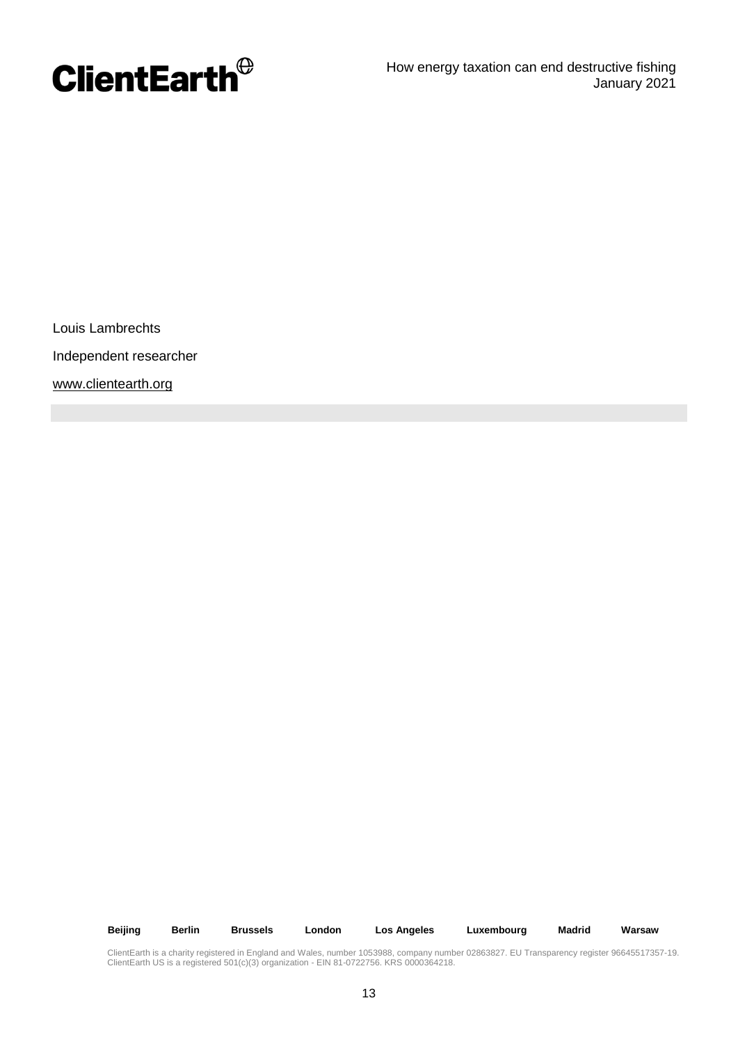Louis Lambrechts

Independent researcher

www.clientearth.org

**Beijing** **Berlin** **Brussels** **London** **Los Angeles** **Luxembourg** **Madrid** **Warsaw**

ClientEarth is a charity registered in England and Wales, number 1053988, company number 02863827. EU Transparency register 96645517357-19. ClientEarth US is a registered 501(c)(3) organization - EIN 81-0722756. KRS 0000364218.